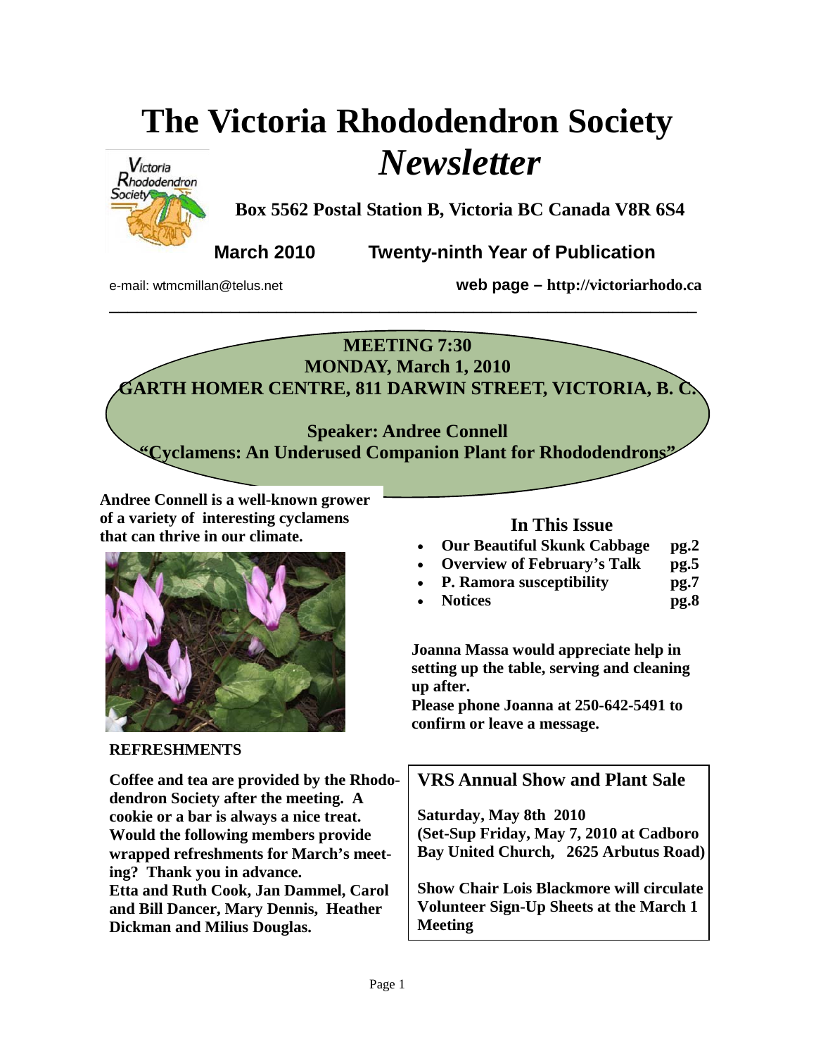# The Victoria Rhododendron Society *Newsletter*

**Box 5562 Postal Station B, Victoria BC Canada V8R 6S4**

**March 2010 Twenty-ninth Year of Publication**

e-mail: wtmcmillan@telus.net **web page – http://victoriarhodo.ca**

---

**MEETING 7:30**
**MONDAY, March 1, 2010**
**GARTH HOMER CENTRE, 811 DARWIN STREET, VICTORIA, B. C.**

**Speaker: Andree Connell**
**"Cyclamens: An Underused Companion Plant for Rhododendrons"**

**Andree Connell is a well-known grower of a variety of interesting cyclamens that can thrive in our climate.**

### In This Issue

- **Our Beautiful Skunk Cabbage pg.2**
- **Overview of February's Talk pg.5**
- **P. Ramora susceptibility pg.7**
- **Notices pg.8**

**Joanna Massa would appreciate help in setting up the table, serving and cleaning up after.**
**Please phone Joanna at 250-642-5491 to confirm or leave a message.**

### REFRESHMENTS

**Coffee and tea are provided by the Rhododendron Society after the meeting. A cookie or a bar is always a nice treat. Would the following members provide wrapped refreshments for March's meeting? Thank you in advance.**
**Etta and Ruth Cook, Jan Dammel, Carol and Bill Dancer, Mary Dennis, Heather Dickman and Milius Douglas.**

### VRS Annual Show and Plant Sale

**Saturday, May 8th 2010**
**(Set-Sup Friday, May 7, 2010 at Cadboro Bay United Church, 2625 Arbutus Road)**

**Show Chair Lois Blackmore will circulate Volunteer Sign-Up Sheets at the March 1 Meeting**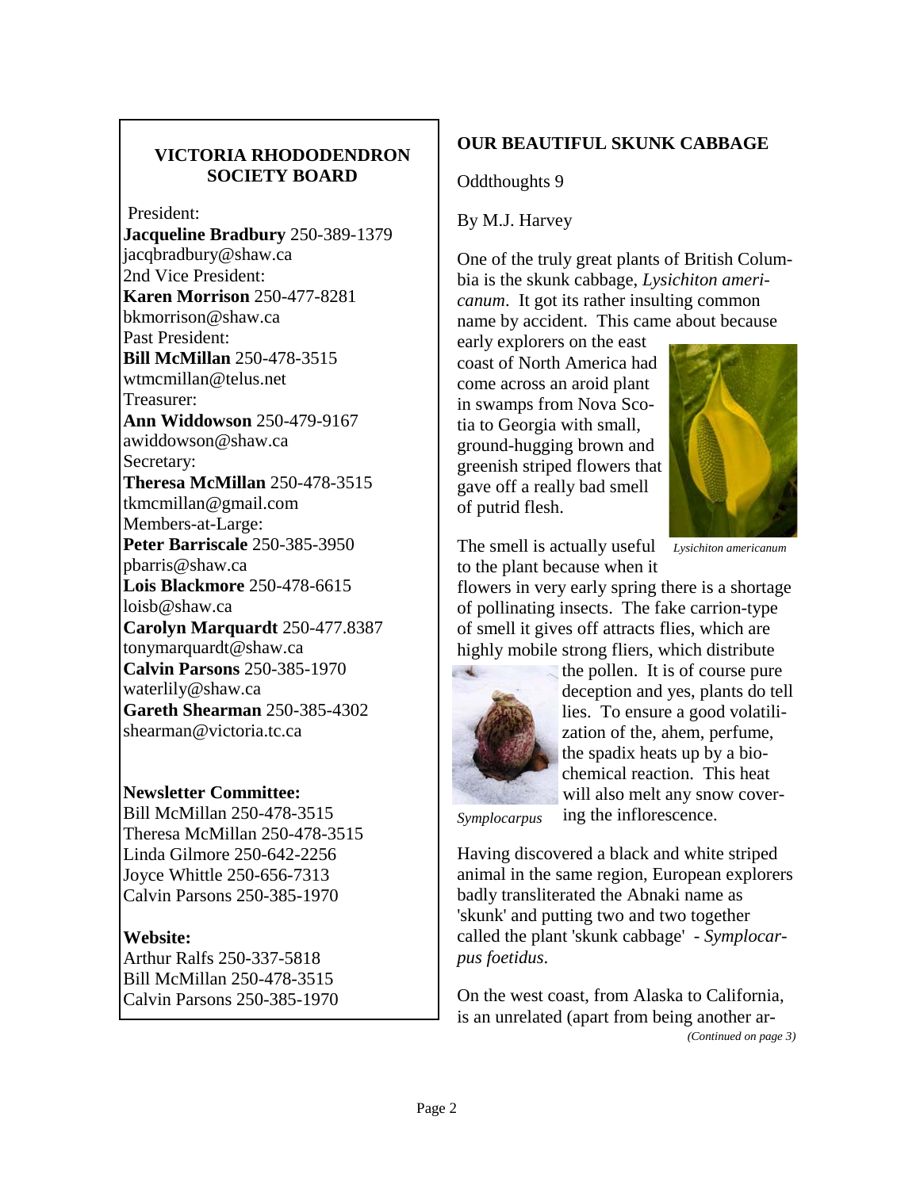## VICTORIA RHODODENDRON SOCIETY BOARD

President:
**Jacqueline Bradbury** 250-389-1379
jacqbradbury@shaw.ca
2nd Vice President:
**Karen Morrison** 250-477-8281
bkmorrison@shaw.ca
Past President:
**Bill McMillan** 250-478-3515
wtmcmillan@telus.net
Treasurer:
**Ann Widdowson** 250-479-9167
awiddowson@shaw.ca
Secretary:
**Theresa McMillan** 250-478-3515
tkmcmillan@gmail.com
Members-at-Large:
**Peter Barriscale** 250-385-3950
pbarris@shaw.ca
**Lois Blackmore** 250-478-6615
loisb@shaw.ca
**Carolyn Marquardt** 250-477.8387
tonymarquardt@shaw.ca
**Calvin Parsons** 250-385-1970
waterlily@shaw.ca
**Gareth Shearman** 250-385-4302
shearman@victoria.tc.ca

**Newsletter Committee:**
Bill McMillan 250-478-3515
Theresa McMillan 250-478-3515
Linda Gilmore 250-642-2256
Joyce Whittle 250-656-7313
Calvin Parsons 250-385-1970

**Website:**
Arthur Ralfs 250-337-5818
Bill McMillan 250-478-3515
Calvin Parsons 250-385-1970

## OUR BEAUTIFUL SKUNK CABBAGE

Oddthoughts 9

By M.J. Harvey

One of the truly great plants of British Columbia is the skunk cabbage, *Lysichiton americanum*. It got its rather insulting common name by accident. This came about because early explorers on the east coast of North America had come across an aroid plant in swamps from Nova Scotia to Georgia with small, ground-hugging brown and greenish striped flowers that gave off a really bad smell of putrid flesh.

*Lysichiton americanum*

The smell is actually useful to the plant because when it flowers in very early spring there is a shortage of pollinating insects. The fake carrion-type of smell it gives off attracts flies, which are highly mobile strong fliers, which distribute the pollen. It is of course pure deception and yes, plants do tell lies. To ensure a good volatilization of the, ahem, perfume, the spadix heats up by a biochemical reaction. This heat will also melt any snow covering the inflorescence.

*Symplocarpus*

Having discovered a black and white striped animal in the same region, European explorers badly transliterated the Abnaki name as 'skunk' and putting two and two together called the plant 'skunk cabbage' - *Symplocarpus foetidus*.

On the west coast, from Alaska to California, is an unrelated (apart from being another ar-

*(Continued on page 3)*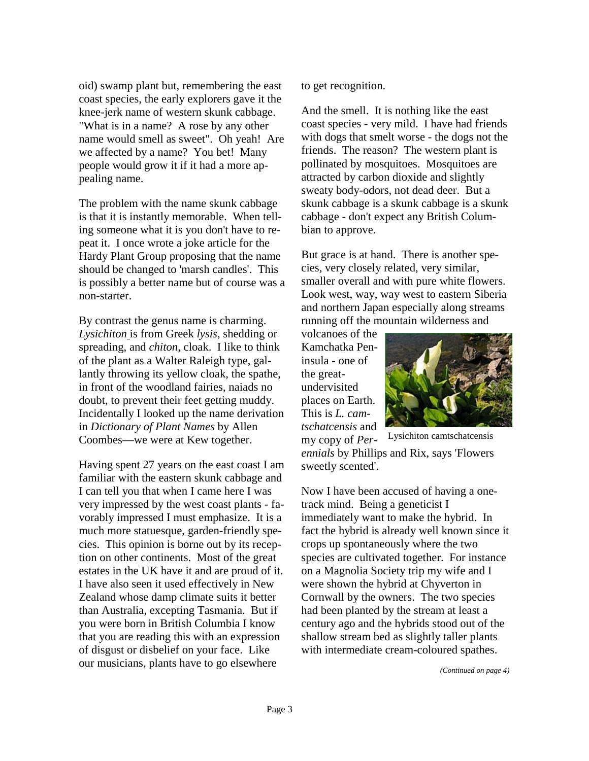oid) swamp plant but, remembering the east coast species, the early explorers gave it the knee-jerk name of western skunk cabbage. "What is in a name? A rose by any other name would smell as sweet". Oh yeah! Are we affected by a name? You bet! Many people would grow it if it had a more appealing name.

The problem with the name skunk cabbage is that it is instantly memorable. When telling someone what it is you don't have to repeat it. I once wrote a joke article for the Hardy Plant Group proposing that the name should be changed to 'marsh candles'. This is possibly a better name but of course was a non-starter.

By contrast the genus name is charming. *Lysichiton* is from Greek *lysis*, shedding or spreading, and *chiton*, cloak. I like to think of the plant as a Walter Raleigh type, gallantly throwing its yellow cloak, the spathe, in front of the woodland fairies, naiads no doubt, to prevent their feet getting muddy. Incidentally I looked up the name derivation in *Dictionary of Plant Names* by Allen Coombes—we were at Kew together.

Having spent 27 years on the east coast I am familiar with the eastern skunk cabbage and I can tell you that when I came here I was very impressed by the west coast plants - favorably impressed I must emphasize. It is a much more statuesque, garden-friendly species. This opinion is borne out by its reception on other continents. Most of the great estates in the UK have it and are proud of it. I have also seen it used effectively in New Zealand whose damp climate suits it better than Australia, excepting Tasmania. But if you were born in British Columbia I know that you are reading this with an expression of disgust or disbelief on your face. Like our musicians, plants have to go elsewhere to get recognition.

And the smell. It is nothing like the east coast species - very mild. I have had friends with dogs that smelt worse - the dogs not the friends. The reason? The western plant is pollinated by mosquitoes. Mosquitoes are attracted by carbon dioxide and slightly sweaty body-odors, not dead deer. But a skunk cabbage is a skunk cabbage is a skunk cabbage - don't expect any British Columbian to approve.

But grace is at hand. There is another species, very closely related, very similar, smaller overall and with pure white flowers. Look west, way, way west to eastern Siberia and northern Japan especially along streams running off the mountain wilderness and volcanoes of the Kamchatka Peninsula - one of the great-undervisited places on Earth. This is *L. camtschatcensis* and my copy of *Perennials* by Phillips and Rix, says 'Flowers sweetly scented'.

Lysichiton camtschatcensis

Now I have been accused of having a one-track mind. Being a geneticist I immediately want to make the hybrid. In fact the hybrid is already well known since it crops up spontaneously where the two species are cultivated together. For instance on a Magnolia Society trip my wife and I were shown the hybrid at Chyverton in Cornwall by the owners. The two species had been planted by the stream at least a century ago and the hybrids stood out of the shallow stream bed as slightly taller plants with intermediate cream-coloured spathes.

*(Continued on page 4)*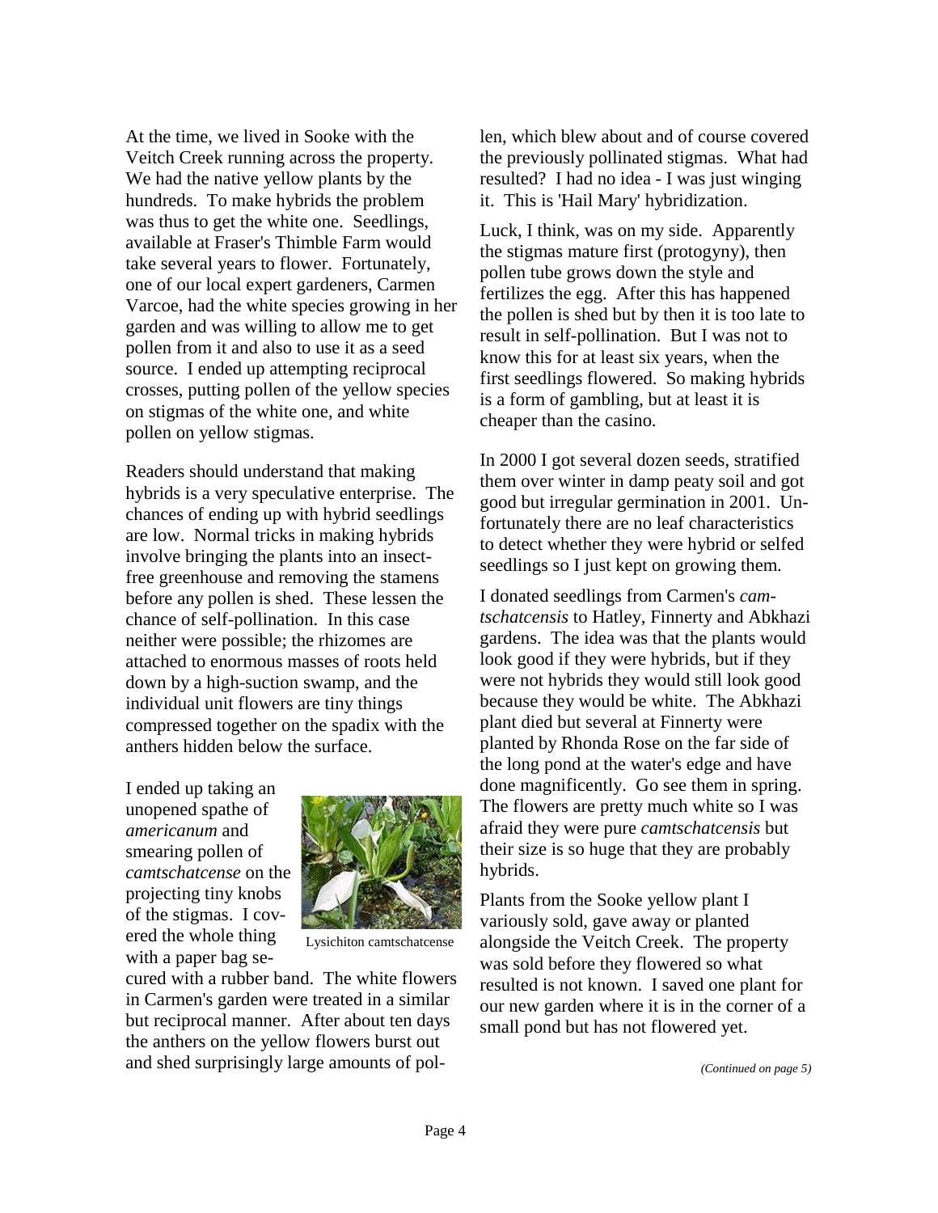At the time, we lived in Sooke with the Veitch Creek running across the property. We had the native yellow plants by the hundreds. To make hybrids the problem was thus to get the white one. Seedlings, available at Fraser's Thimble Farm would take several years to flower. Fortunately, one of our local expert gardeners, Carmen Varcoe, had the white species growing in her garden and was willing to allow me to get pollen from it and also to use it as a seed source. I ended up attempting reciprocal crosses, putting pollen of the yellow species on stigmas of the white one, and white pollen on yellow stigmas.

Readers should understand that making hybrids is a very speculative enterprise. The chances of ending up with hybrid seedlings are low. Normal tricks in making hybrids involve bringing the plants into an insect-free greenhouse and removing the stamens before any pollen is shed. These lessen the chance of self-pollination. In this case neither were possible; the rhizomes are attached to enormous masses of roots held down by a high-suction swamp, and the individual unit flowers are tiny things compressed together on the spadix with the anthers hidden below the surface.

I ended up taking an unopened spathe of *americanum* and smearing pollen of *camtschatcense* on the projecting tiny knobs of the stigmas. I covered the whole thing with a paper bag secured with a rubber band. The white flowers in Carmen's garden were treated in a similar but reciprocal manner. After about ten days the anthers on the yellow flowers burst out and shed surprisingly large amounts of pollen, which blew about and of course covered the previously pollinated stigmas. What had resulted? I had no idea - I was just winging it. This is 'Hail Mary' hybridization.

Lysichiton camtschatcense

Luck, I think, was on my side. Apparently the stigmas mature first (protogyny), then pollen tube grows down the style and fertilizes the egg. After this has happened the pollen is shed but by then it is too late to result in self-pollination. But I was not to know this for at least six years, when the first seedlings flowered. So making hybrids is a form of gambling, but at least it is cheaper than the casino.

In 2000 I got several dozen seeds, stratified them over winter in damp peaty soil and got good but irregular germination in 2001. Unfortunately there are no leaf characteristics to detect whether they were hybrid or selfed seedlings so I just kept on growing them.

I donated seedlings from Carmen's *camtschatcensis* to Hatley, Finnerty and Abkhazi gardens. The idea was that the plants would look good if they were hybrids, but if they were not hybrids they would still look good because they would be white. The Abkhazi plant died but several at Finnerty were planted by Rhonda Rose on the far side of the long pond at the water's edge and have done magnificently. Go see them in spring. The flowers are pretty much white so I was afraid they were pure *camtschatcensis* but their size is so huge that they are probably hybrids.

Plants from the Sooke yellow plant I variously sold, gave away or planted alongside the Veitch Creek. The property was sold before they flowered so what resulted is not known. I saved one plant for our new garden where it is in the corner of a small pond but has not flowered yet.

*(Continued on page 5)*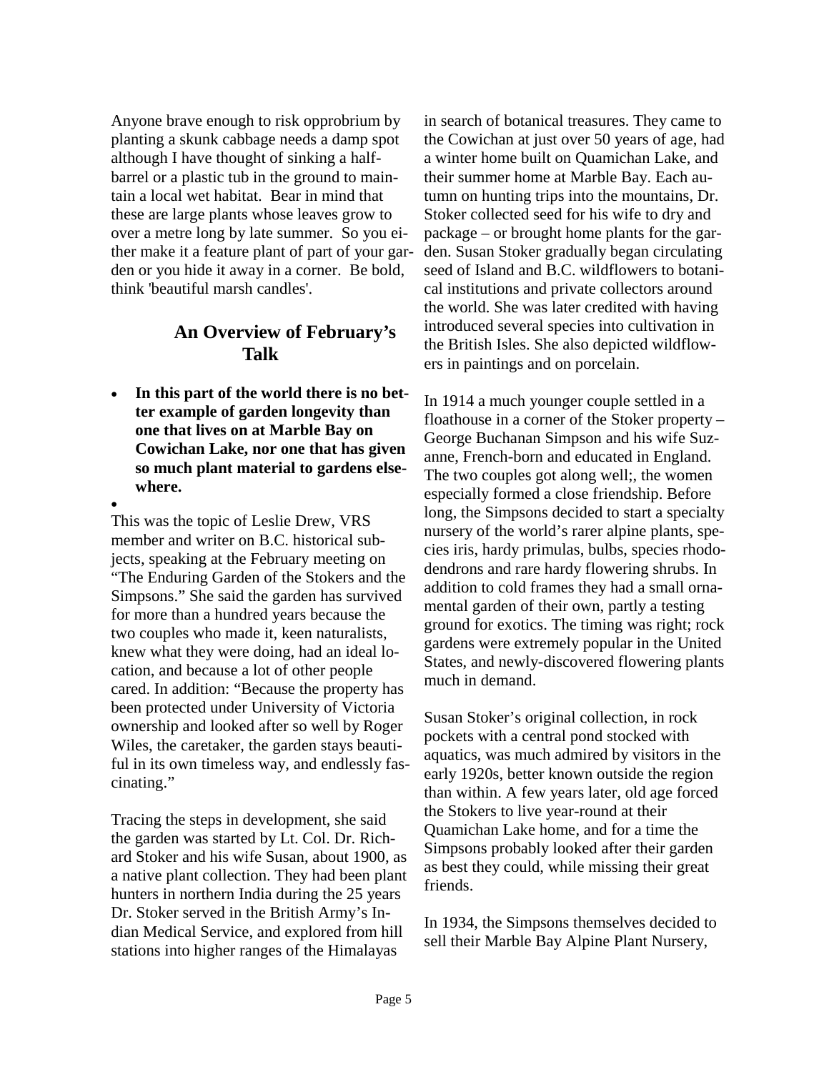Anyone brave enough to risk opprobrium by planting a skunk cabbage needs a damp spot although I have thought of sinking a half-barrel or a plastic tub in the ground to maintain a local wet habitat. Bear in mind that these are large plants whose leaves grow to over a metre long by late summer. So you either make it a feature plant of part of your garden or you hide it away in a corner. Be bold, think 'beautiful marsh candles'.

## An Overview of February's Talk

- **In this part of the world there is no better example of garden longevity than one that lives on at Marble Bay on Cowichan Lake, nor one that has given so much plant material to gardens elsewhere.**

This was the topic of Leslie Drew, VRS member and writer on B.C. historical subjects, speaking at the February meeting on "The Enduring Garden of the Stokers and the Simpsons." She said the garden has survived for more than a hundred years because the two couples who made it, keen naturalists, knew what they were doing, had an ideal location, and because a lot of other people cared. In addition: "Because the property has been protected under University of Victoria ownership and looked after so well by Roger Wiles, the caretaker, the garden stays beautiful in its own timeless way, and endlessly fascinating."

Tracing the steps in development, she said the garden was started by Lt. Col. Dr. Richard Stoker and his wife Susan, about 1900, as a native plant collection. They had been plant hunters in northern India during the 25 years Dr. Stoker served in the British Army's Indian Medical Service, and explored from hill stations into higher ranges of the Himalayas in search of botanical treasures. They came to the Cowichan at just over 50 years of age, had a winter home built on Quamichan Lake, and their summer home at Marble Bay. Each autumn on hunting trips into the mountains, Dr. Stoker collected seed for his wife to dry and package – or brought home plants for the garden. Susan Stoker gradually began circulating seed of Island and B.C. wildflowers to botanical institutions and private collectors around the world. She was later credited with having introduced several species into cultivation in the British Isles. She also depicted wildflowers in paintings and on porcelain.

In 1914 a much younger couple settled in a floathouse in a corner of the Stoker property – George Buchanan Simpson and his wife Suzanne, French-born and educated in England. The two couples got along well;, the women especially formed a close friendship. Before long, the Simpsons decided to start a specialty nursery of the world's rarer alpine plants, species iris, hardy primulas, bulbs, species rhododendrons and rare hardy flowering shrubs. In addition to cold frames they had a small ornamental garden of their own, partly a testing ground for exotics. The timing was right; rock gardens were extremely popular in the United States, and newly-discovered flowering plants much in demand.

Susan Stoker's original collection, in rock pockets with a central pond stocked with aquatics, was much admired by visitors in the early 1920s, better known outside the region than within. A few years later, old age forced the Stokers to live year-round at their Quamichan Lake home, and for a time the Simpsons probably looked after their garden as best they could, while missing their great friends.

In 1934, the Simpsons themselves decided to sell their Marble Bay Alpine Plant Nursery,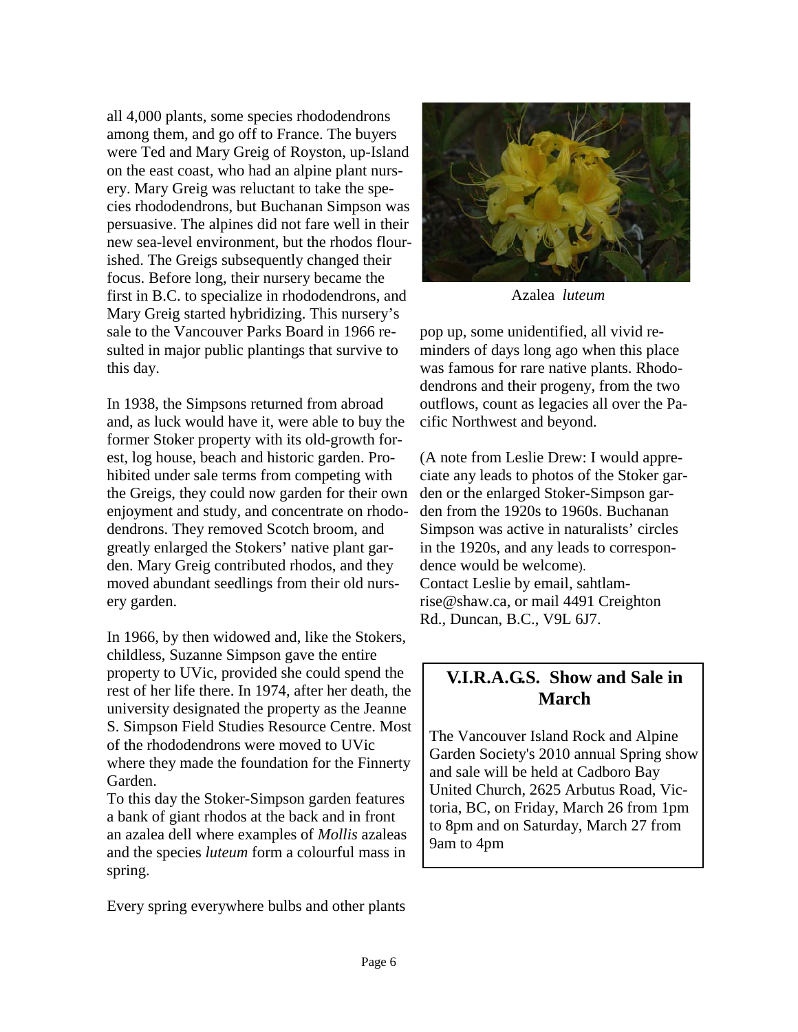all 4,000 plants, some species rhododendrons among them, and go off to France. The buyers were Ted and Mary Greig of Royston, up-Island on the east coast, who had an alpine plant nursery. Mary Greig was reluctant to take the species rhododendrons, but Buchanan Simpson was persuasive. The alpines did not fare well in their new sea-level environment, but the rhodos flourished. The Greigs subsequently changed their focus. Before long, their nursery became the first in B.C. to specialize in rhododendrons, and Mary Greig started hybridizing. This nursery's sale to the Vancouver Parks Board in 1966 resulted in major public plantings that survive to this day.

In 1938, the Simpsons returned from abroad and, as luck would have it, were able to buy the former Stoker property with its old-growth forest, log house, beach and historic garden. Prohibited under sale terms from competing with the Greigs, they could now garden for their own enjoyment and study, and concentrate on rhododendrons. They removed Scotch broom, and greatly enlarged the Stokers' native plant garden. Mary Greig contributed rhodos, and they moved abundant seedlings from their old nursery garden.

In 1966, by then widowed and, like the Stokers, childless, Suzanne Simpson gave the entire property to UVic, provided she could spend the rest of her life there. In 1974, after her death, the university designated the property as the Jeanne S. Simpson Field Studies Resource Centre. Most of the rhododendrons were moved to UVic where they made the foundation for the Finnerty Garden.

To this day the Stoker-Simpson garden features a bank of giant rhodos at the back and in front an azalea dell where examples of *Mollis* azaleas and the species *luteum* form a colourful mass in spring.

Every spring everywhere bulbs and other plants pop up, some unidentified, all vivid reminders of days long ago when this place was famous for rare native plants. Rhododendrons and their progeny, from the two outflows, count as legacies all over the Pacific Northwest and beyond.

Azalea *luteum*

(A note from Leslie Drew: I would appreciate any leads to photos of the Stoker garden or the enlarged Stoker-Simpson garden from the 1920s to 1960s. Buchanan Simpson was active in naturalists' circles in the 1920s, and any leads to correspondence would be welcome).
Contact Leslie by email, sahtlamrise@shaw.ca, or mail 4491 Creighton Rd., Duncan, B.C., V9L 6J7.

## V.I.R.A.G.S. Show and Sale in March

The Vancouver Island Rock and Alpine Garden Society's 2010 annual Spring show and sale will be held at Cadboro Bay United Church, 2625 Arbutus Road, Victoria, BC, on Friday, March 26 from 1pm to 8pm and on Saturday, March 27 from 9am to 4pm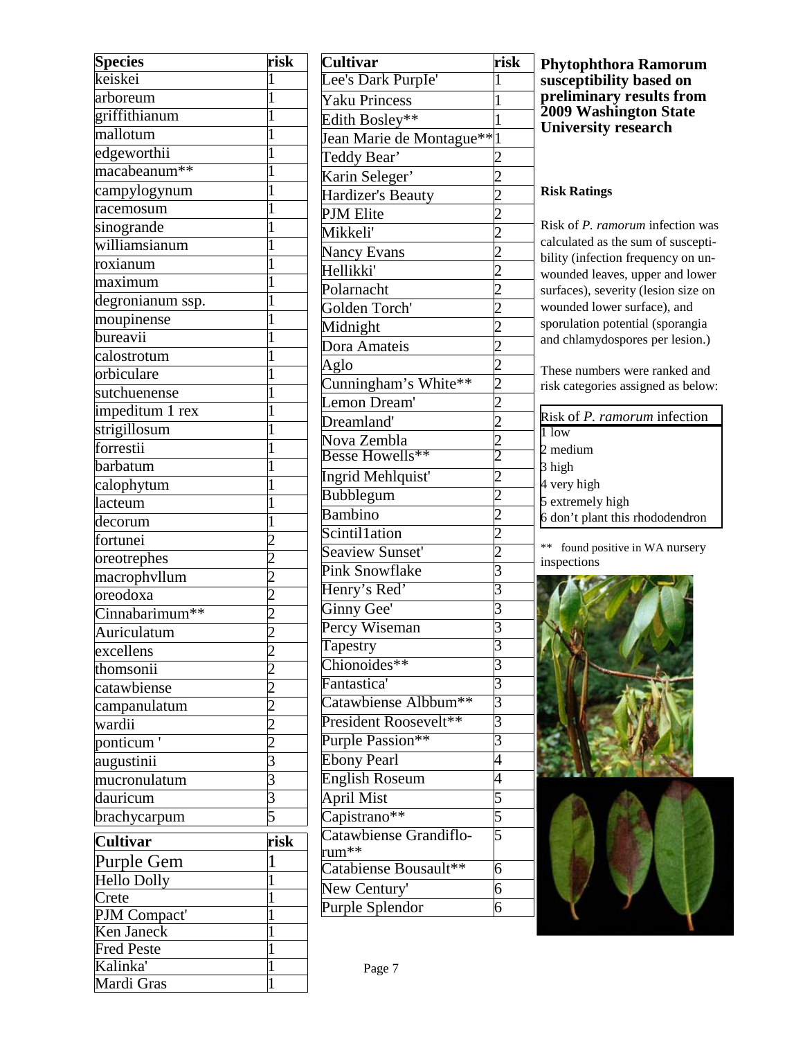## Phytophthora Ramorum susceptibility based on preliminary results from 2009 Washington State University research

**Risk Ratings**

Risk of *P. ramorum* infection was calculated as the sum of suscepti-bility (infection frequency on un-wounded leaves, upper and lower surfaces), severity (lesion size on wounded lower surface), and sporulation potential (sporangia and chlamydospores per lesion.)

These numbers were ranked and risk categories assigned as below:

| Risk of *P. ramorum* infection |
|---|
| 1 low |
| 2 medium |
| 3 high |
| 4 very high |
| 5 extremely high |
| 6 don't plant this rhododendron |

** found positive in WA nursery inspections

| Species | risk |
|---|---|
| keiskei | 1 |
| arboreum | 1 |
| griffithianum | 1 |
| mallotum | 1 |
| edgeworthii | 1 |
| macabeanum** | 1 |
| campylogynum | 1 |
| racemosum | 1 |
| sinogrande | 1 |
| williamsianum | 1 |
| roxianum | 1 |
| maximum | 1 |
| degronianum ssp. | 1 |
| moupinense | 1 |
| bureavii | 1 |
| calostrotum | 1 |
| orbiculare | 1 |
| sutchuenense | 1 |
| impeditum 1 rex | 1 |
| strigillosum | 1 |
| forrestii | 1 |
| barbatum | 1 |
| calophytum | 1 |
| lacteum | 1 |
| decorum | 1 |
| fortunei | 2 |
| oreotrephes | 2 |
| macrophvllum | 2 |
| oreodoxa | 2 |
| Cinnabarimum** | 2 |
| Auriculatum | 2 |
| excellens | 2 |
| thomsonii | 2 |
| catawbiense | 2 |
| campanulatum | 2 |
| wardii | 2 |
| ponticum ' | 2 |
| augustinii | 3 |
| mucronulatum | 3 |
| dauricum | 3 |
| brachycarpum | 5 |

| Cultivar | risk |
|---|---|
| Purple Gem | 1 |
| Hello Dolly | 1 |
| Crete | 1 |
| PJM Compact' | 1 |
| Ken Janeck | 1 |
| Fred Peste | 1 |
| Kalinka' | 1 |
| Mardi Gras | 1 |
| Lee's Dark PurpIe' | 1 |
| Yaku Princess | 1 |
| Edith Bosley** | 1 |
| Jean Marie de Montague** | 1 |
| Teddy Bear' | 2 |
| Karin Seleger' | 2 |
| Hardizer's Beauty | 2 |
| PJM Elite | 2 |
| Mikkeli' | 2 |
| Nancy Evans | 2 |
| Hellikki' | 2 |
| Polarnacht | 2 |
| Golden Torch' | 2 |
| Midnight | 2 |
| Dora Amateis | 2 |
| Aglo | 2 |
| Cunningham's White** | 2 |
| Lemon Dream' | 2 |
| Dreamland' | 2 |
| Nova Zembla | 2 |
| Besse Howells** | 2 |
| Ingrid Mehlquist' | 2 |
| Bubblegum | 2 |
| Bambino | 2 |
| Scintil1ation | 2 |
| Seaview Sunset' | 2 |
| Pink Snowflake | 3 |
| Henry's Red' | 3 |
| Ginny Gee' | 3 |
| Percy Wiseman | 3 |
| Tapestry | 3 |
| Chionoides** | 3 |
| Fantastica' | 3 |
| Catawbiense Allbum** | 3 |
| President Roosevelt** | 3 |
| Purple Passion** | 3 |
| Ebony Pearl | 4 |
| English Roseum | 4 |
| April Mist | 5 |
| Capistrano** | 5 |
| Catawbiense Grandiflo-rum** | 5 |
| Catabiense Bousault** | 6 |
| New Century' | 6 |
| Purple Splendor | 6 |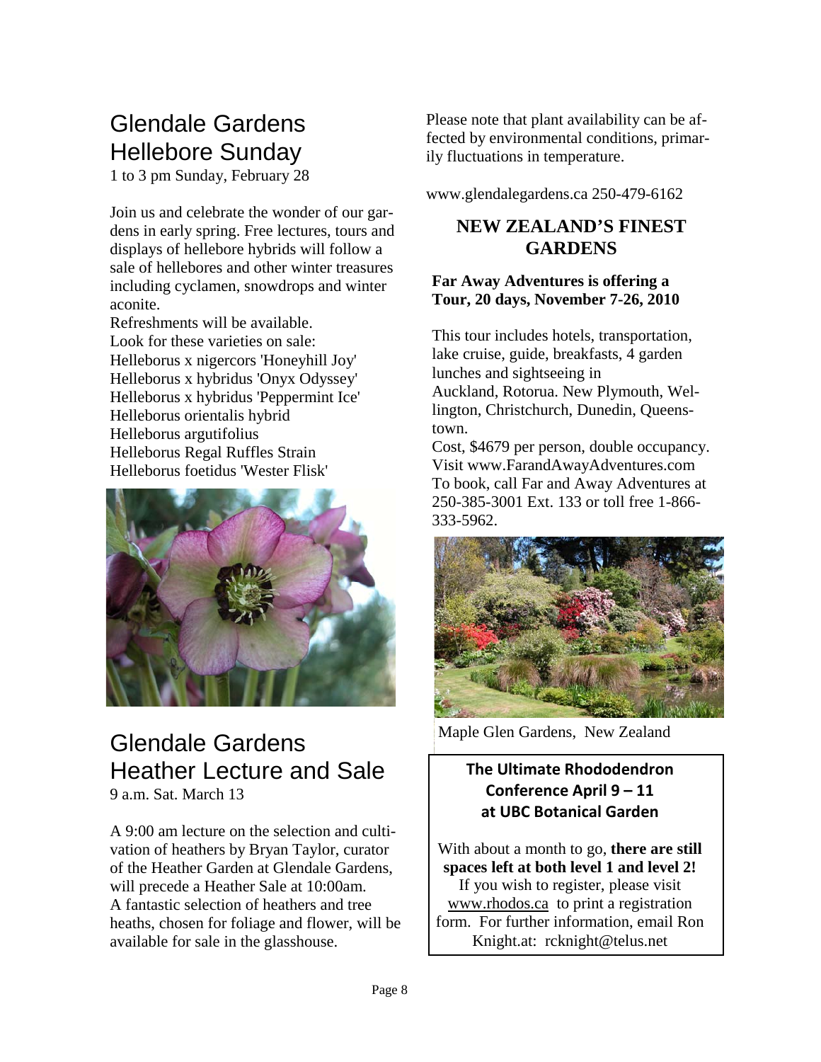# Glendale Gardens Hellebore Sunday

1 to 3 pm Sunday, February 28

Join us and celebrate the wonder of our gardens in early spring. Free lectures, tours and displays of hellebore hybrids will follow a sale of hellebores and other winter treasures including cyclamen, snowdrops and winter aconite.

Refreshments will be available.

Look for these varieties on sale:
Helleborus x nigercors 'Honeyhill Joy'
Helleborus x hybridus 'Onyx Odyssey'
Helleborus x hybridus 'Peppermint Ice'
Helleborus orientalis hybrid
Helleborus argutifolius
Helleborus Regal Ruffles Strain
Helleborus foetidus 'Wester Flisk'

# Glendale Gardens Heather Lecture and Sale

9 a.m. Sat. March 13

A 9:00 am lecture on the selection and cultivation of heathers by Bryan Taylor, curator of the Heather Garden at Glendale Gardens, will precede a Heather Sale at 10:00am. A fantastic selection of heathers and tree heaths, chosen for foliage and flower, will be available for sale in the glasshouse.

Please note that plant availability can be affected by environmental conditions, primarily fluctuations in temperature.

www.glendalegardens.ca 250-479-6162

## NEW ZEALAND'S FINEST GARDENS

**Far Away Adventures is offering a Tour, 20 days, November 7-26, 2010**

This tour includes hotels, transportation, lake cruise, guide, breakfasts, 4 garden lunches and sightseeing in Auckland, Rotorua. New Plymouth, Wellington, Christchurch, Dunedin, Queenstown.

Cost, $4679 per person, double occupancy.
Visit www.FarandAwayAdventures.com
To book, call Far and Away Adventures at 250-385-3001 Ext. 133 or toll free 1-866-333-5962.

Maple Glen Gardens, New Zealand

**The Ultimate Rhododendron Conference April 9 – 11 at UBC Botanical Garden**

With about a month to go, **there are still spaces left at both level 1 and level 2!** If you wish to register, please visit www.rhodos.ca to print a registration form. For further information, email Ron Knight.at: rcknight@telus.net